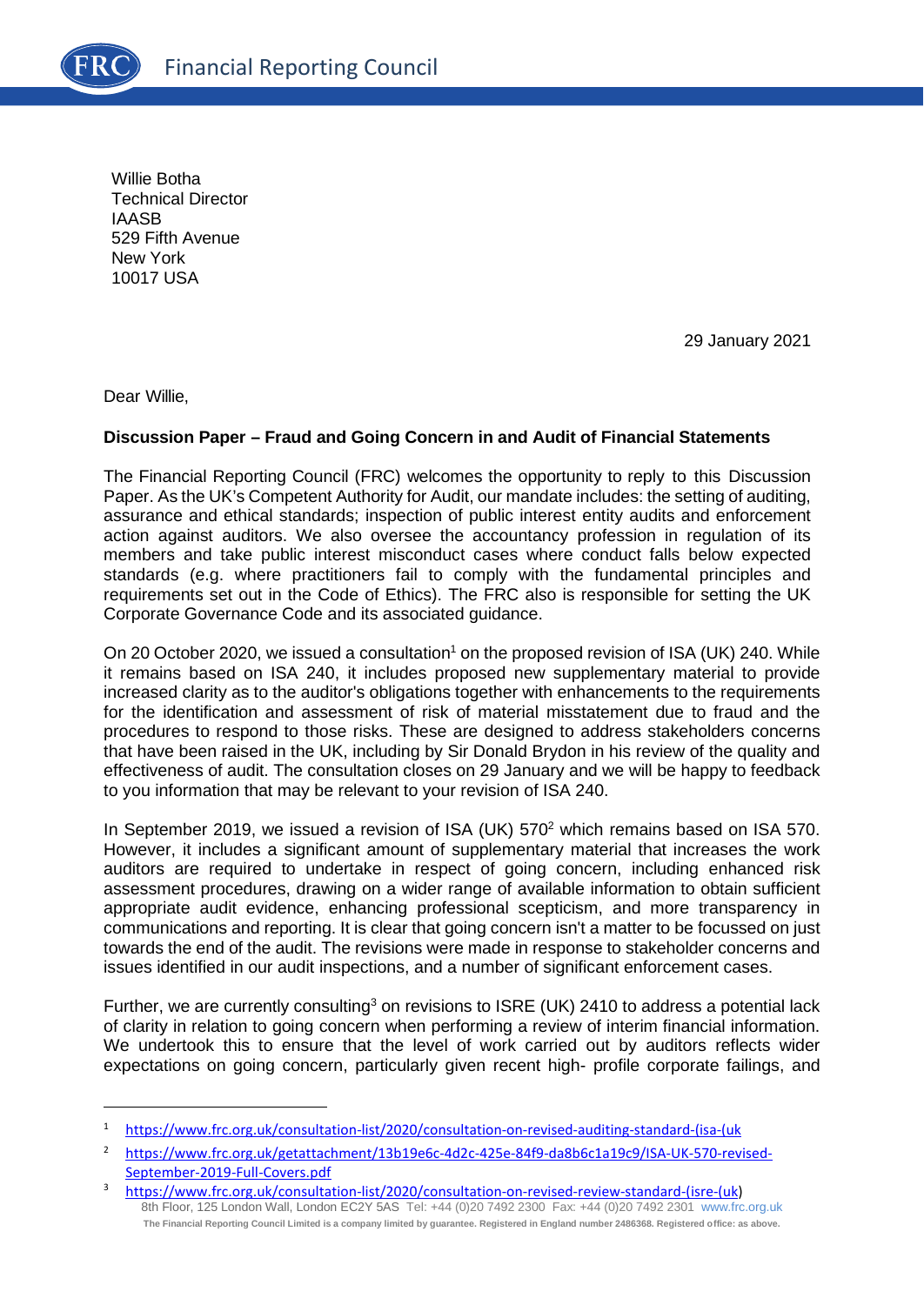Financial Reporting Council

Willie Botha
Technical Director
IAASB
529 Fifth Avenue
New York
10017 USA

29 January 2021

Dear Willie,

**Discussion Paper – Fraud and Going Concern in and Audit of Financial Statements**

The Financial Reporting Council (FRC) welcomes the opportunity to reply to this Discussion Paper. As the UK's Competent Authority for Audit, our mandate includes: the setting of auditing, assurance and ethical standards; inspection of public interest entity audits and enforcement action against auditors. We also oversee the accountancy profession in regulation of its members and take public interest misconduct cases where conduct falls below expected standards (e.g. where practitioners fail to comply with the fundamental principles and requirements set out in the Code of Ethics). The FRC also is responsible for setting the UK Corporate Governance Code and its associated guidance.

On 20 October 2020, we issued a consultation[1] on the proposed revision of ISA (UK) 240. While it remains based on ISA 240, it includes proposed new supplementary material to provide increased clarity as to the auditor's obligations together with enhancements to the requirements for the identification and assessment of risk of material misstatement due to fraud and the procedures to respond to those risks. These are designed to address stakeholders concerns that have been raised in the UK, including by Sir Donald Brydon in his review of the quality and effectiveness of audit. The consultation closes on 29 January and we will be happy to feedback to you information that may be relevant to your revision of ISA 240.

In September 2019, we issued a revision of ISA (UK) 570[2] which remains based on ISA 570. However, it includes a significant amount of supplementary material that increases the work auditors are required to undertake in respect of going concern, including enhanced risk assessment procedures, drawing on a wider range of available information to obtain sufficient appropriate audit evidence, enhancing professional scepticism, and more transparency in communications and reporting. It is clear that going concern isn't a matter to be focussed on just towards the end of the audit. The revisions were made in response to stakeholder concerns and issues identified in our audit inspections, and a number of significant enforcement cases.

Further, we are currently consulting[3] on revisions to ISRE (UK) 2410 to address a potential lack of clarity in relation to going concern when performing a review of interim financial information. We undertook this to ensure that the level of work carried out by auditors reflects wider expectations on going concern, particularly given recent high- profile corporate failings, and

---

1 https://www.frc.org.uk/consultation-list/2020/consultation-on-revised-auditing-standard-(isa-(uk

2 https://www.frc.org.uk/getattachment/13b19e6c-4d2c-425e-84f9-da8b6c1a19c9/ISA-UK-570-revised-September-2019-Full-Covers.pdf

3 https://www.frc.org.uk/consultation-list/2020/consultation-on-revised-review-standard-(isre-(uk)

8th Floor, 125 London Wall, London EC2Y 5AS Tel: +44 (0)20 7492 2300 Fax: +44 (0)20 7492 2301 www.frc.org.uk

The Financial Reporting Council Limited is a company limited by guarantee. Registered in England number 2486368. Registered office: as above.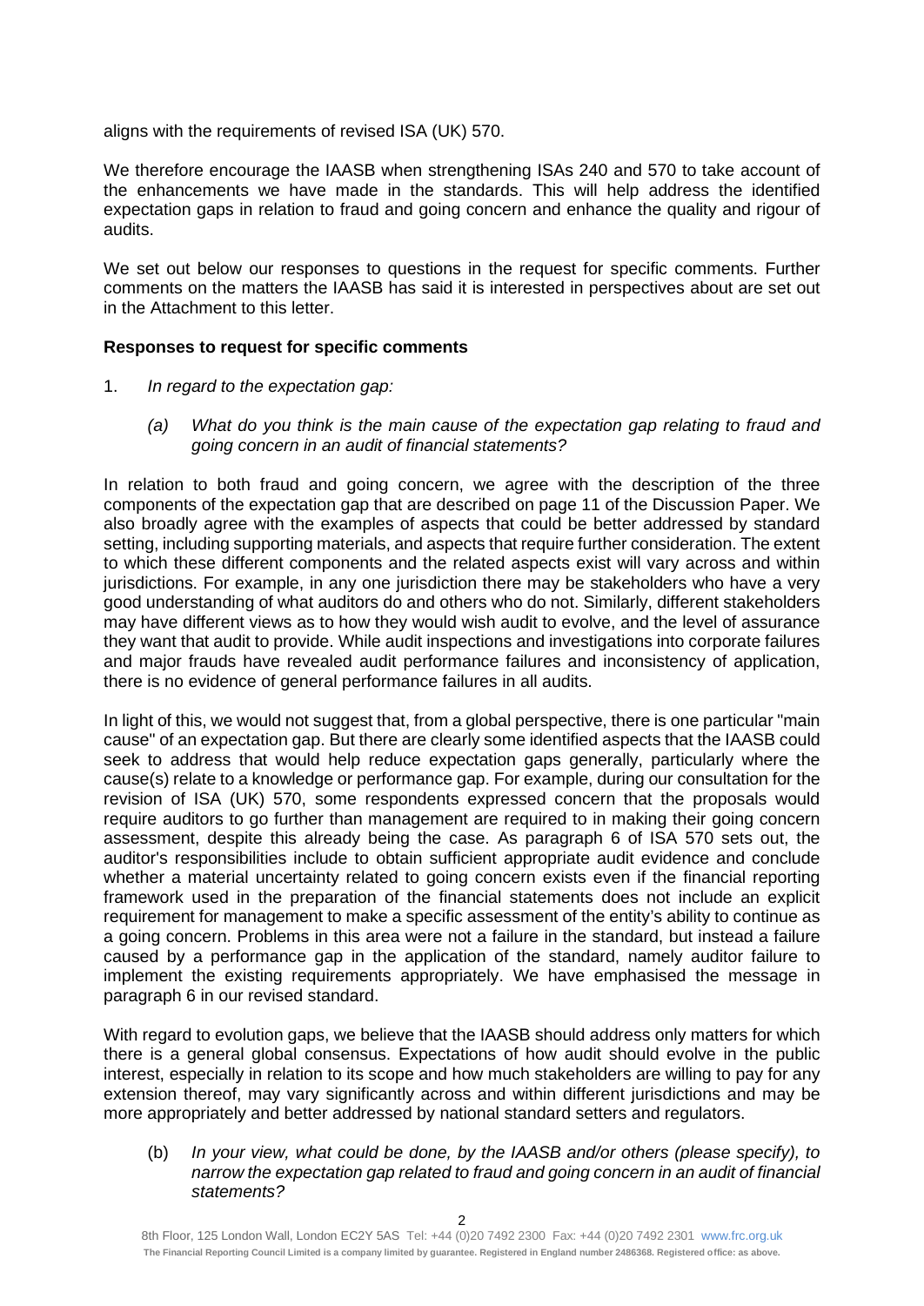aligns with the requirements of revised ISA (UK) 570.

We therefore encourage the IAASB when strengthening ISAs 240 and 570 to take account of the enhancements we have made in the standards. This will help address the identified expectation gaps in relation to fraud and going concern and enhance the quality and rigour of audits.

We set out below our responses to questions in the request for specific comments. Further comments on the matters the IAASB has said it is interested in perspectives about are set out in the Attachment to this letter.

**Responses to request for specific comments**

1. *In regard to the expectation gap:*

   *(a) What do you think is the main cause of the expectation gap relating to fraud and going concern in an audit of financial statements?*

In relation to both fraud and going concern, we agree with the description of the three components of the expectation gap that are described on page 11 of the Discussion Paper. We also broadly agree with the examples of aspects that could be better addressed by standard setting, including supporting materials, and aspects that require further consideration. The extent to which these different components and the related aspects exist will vary across and within jurisdictions. For example, in any one jurisdiction there may be stakeholders who have a very good understanding of what auditors do and others who do not. Similarly, different stakeholders may have different views as to how they would wish audit to evolve, and the level of assurance they want that audit to provide. While audit inspections and investigations into corporate failures and major frauds have revealed audit performance failures and inconsistency of application, there is no evidence of general performance failures in all audits.

In light of this, we would not suggest that, from a global perspective, there is one particular "main cause" of an expectation gap. But there are clearly some identified aspects that the IAASB could seek to address that would help reduce expectation gaps generally, particularly where the cause(s) relate to a knowledge or performance gap. For example, during our consultation for the revision of ISA (UK) 570, some respondents expressed concern that the proposals would require auditors to go further than management are required to in making their going concern assessment, despite this already being the case. As paragraph 6 of ISA 570 sets out, the auditor's responsibilities include to obtain sufficient appropriate audit evidence and conclude whether a material uncertainty related to going concern exists even if the financial reporting framework used in the preparation of the financial statements does not include an explicit requirement for management to make a specific assessment of the entity's ability to continue as a going concern. Problems in this area were not a failure in the standard, but instead a failure caused by a performance gap in the application of the standard, namely auditor failure to implement the existing requirements appropriately. We have emphasised the message in paragraph 6 in our revised standard.

With regard to evolution gaps, we believe that the IAASB should address only matters for which there is a general global consensus. Expectations of how audit should evolve in the public interest, especially in relation to its scope and how much stakeholders are willing to pay for any extension thereof, may vary significantly across and within different jurisdictions and may be more appropriately and better addressed by national standard setters and regulators.

   (b) *In your view, what could be done, by the IAASB and/or others (please specify), to narrow the expectation gap related to fraud and going concern in an audit of financial statements?*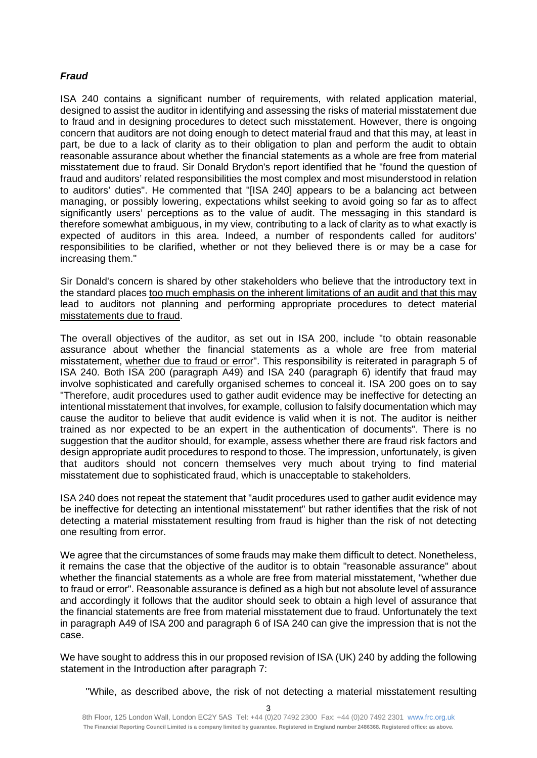***Fraud***

ISA 240 contains a significant number of requirements, with related application material, designed to assist the auditor in identifying and assessing the risks of material misstatement due to fraud and in designing procedures to detect such misstatement. However, there is ongoing concern that auditors are not doing enough to detect material fraud and that this may, at least in part, be due to a lack of clarity as to their obligation to plan and perform the audit to obtain reasonable assurance about whether the financial statements as a whole are free from material misstatement due to fraud. Sir Donald Brydon's report identified that he "found the question of fraud and auditors' related responsibilities the most complex and most misunderstood in relation to auditors' duties". He commented that "[ISA 240] appears to be a balancing act between managing, or possibly lowering, expectations whilst seeking to avoid going so far as to affect significantly users' perceptions as to the value of audit. The messaging in this standard is therefore somewhat ambiguous, in my view, contributing to a lack of clarity as to what exactly is expected of auditors in this area. Indeed, a number of respondents called for auditors' responsibilities to be clarified, whether or not they believed there is or may be a case for increasing them."

Sir Donald's concern is shared by other stakeholders who believe that the introductory text in the standard places <u>too much emphasis on the inherent limitations of an audit and that this may lead to auditors not planning and performing appropriate procedures to detect material misstatements due to fraud</u>.

The overall objectives of the auditor, as set out in ISA 200, include "to obtain reasonable assurance about whether the financial statements as a whole are free from material misstatement, <u>whether due to fraud or error</u>". This responsibility is reiterated in paragraph 5 of ISA 240. Both ISA 200 (paragraph A49) and ISA 240 (paragraph 6) identify that fraud may involve sophisticated and carefully organised schemes to conceal it. ISA 200 goes on to say "Therefore, audit procedures used to gather audit evidence may be ineffective for detecting an intentional misstatement that involves, for example, collusion to falsify documentation which may cause the auditor to believe that audit evidence is valid when it is not. The auditor is neither trained as nor expected to be an expert in the authentication of documents". There is no suggestion that the auditor should, for example, assess whether there are fraud risk factors and design appropriate audit procedures to respond to those. The impression, unfortunately, is given that auditors should not concern themselves very much about trying to find material misstatement due to sophisticated fraud, which is unacceptable to stakeholders.

ISA 240 does not repeat the statement that "audit procedures used to gather audit evidence may be ineffective for detecting an intentional misstatement" but rather identifies that the risk of not detecting a material misstatement resulting from fraud is higher than the risk of not detecting one resulting from error.

We agree that the circumstances of some frauds may make them difficult to detect. Nonetheless, it remains the case that the objective of the auditor is to obtain "reasonable assurance" about whether the financial statements as a whole are free from material misstatement, "whether due to fraud or error". Reasonable assurance is defined as a high but not absolute level of assurance and accordingly it follows that the auditor should seek to obtain a high level of assurance that the financial statements are free from material misstatement due to fraud. Unfortunately the text in paragraph A49 of ISA 200 and paragraph 6 of ISA 240 can give the impression that is not the case.

We have sought to address this in our proposed revision of ISA (UK) 240 by adding the following statement in the Introduction after paragraph 7:

> "While, as described above, the risk of not detecting a material misstatement resulting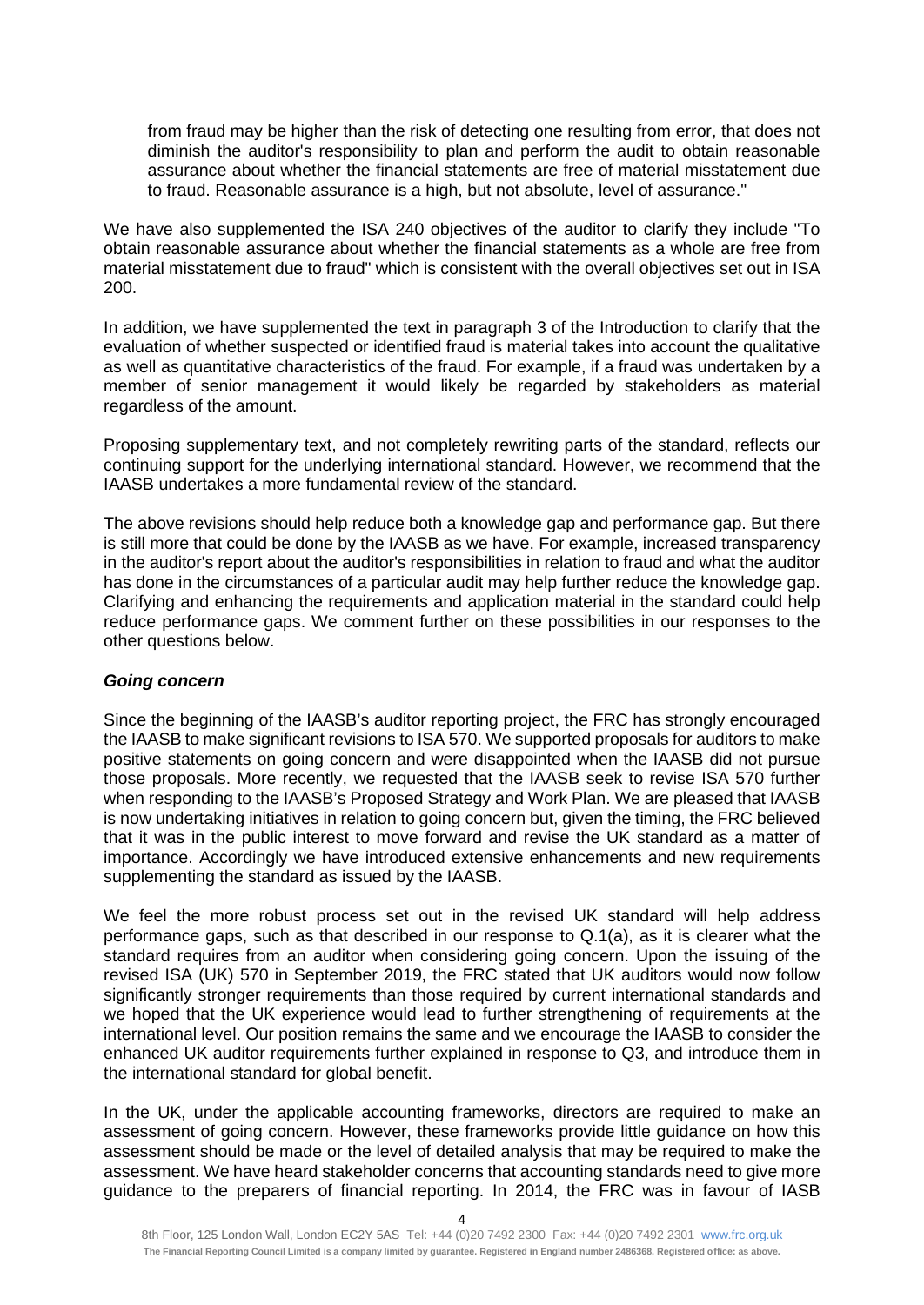from fraud may be higher than the risk of detecting one resulting from error, that does not diminish the auditor's responsibility to plan and perform the audit to obtain reasonable assurance about whether the financial statements are free of material misstatement due to fraud. Reasonable assurance is a high, but not absolute, level of assurance."

We have also supplemented the ISA 240 objectives of the auditor to clarify they include "To obtain reasonable assurance about whether the financial statements as a whole are free from material misstatement due to fraud" which is consistent with the overall objectives set out in ISA 200.

In addition, we have supplemented the text in paragraph 3 of the Introduction to clarify that the evaluation of whether suspected or identified fraud is material takes into account the qualitative as well as quantitative characteristics of the fraud. For example, if a fraud was undertaken by a member of senior management it would likely be regarded by stakeholders as material regardless of the amount.

Proposing supplementary text, and not completely rewriting parts of the standard, reflects our continuing support for the underlying international standard. However, we recommend that the IAASB undertakes a more fundamental review of the standard.

The above revisions should help reduce both a knowledge gap and performance gap. But there is still more that could be done by the IAASB as we have. For example, increased transparency in the auditor's report about the auditor's responsibilities in relation to fraud and what the auditor has done in the circumstances of a particular audit may help further reduce the knowledge gap. Clarifying and enhancing the requirements and application material in the standard could help reduce performance gaps. We comment further on these possibilities in our responses to the other questions below.

***Going concern***

Since the beginning of the IAASB's auditor reporting project, the FRC has strongly encouraged the IAASB to make significant revisions to ISA 570. We supported proposals for auditors to make positive statements on going concern and were disappointed when the IAASB did not pursue those proposals. More recently, we requested that the IAASB seek to revise ISA 570 further when responding to the IAASB's Proposed Strategy and Work Plan. We are pleased that IAASB is now undertaking initiatives in relation to going concern but, given the timing, the FRC believed that it was in the public interest to move forward and revise the UK standard as a matter of importance. Accordingly we have introduced extensive enhancements and new requirements supplementing the standard as issued by the IAASB.

We feel the more robust process set out in the revised UK standard will help address performance gaps, such as that described in our response to Q.1(a), as it is clearer what the standard requires from an auditor when considering going concern. Upon the issuing of the revised ISA (UK) 570 in September 2019, the FRC stated that UK auditors would now follow significantly stronger requirements than those required by current international standards and we hoped that the UK experience would lead to further strengthening of requirements at the international level. Our position remains the same and we encourage the IAASB to consider the enhanced UK auditor requirements further explained in response to Q3, and introduce them in the international standard for global benefit.

In the UK, under the applicable accounting frameworks, directors are required to make an assessment of going concern. However, these frameworks provide little guidance on how this assessment should be made or the level of detailed analysis that may be required to make the assessment. We have heard stakeholder concerns that accounting standards need to give more guidance to the preparers of financial reporting. In 2014, the FRC was in favour of IASB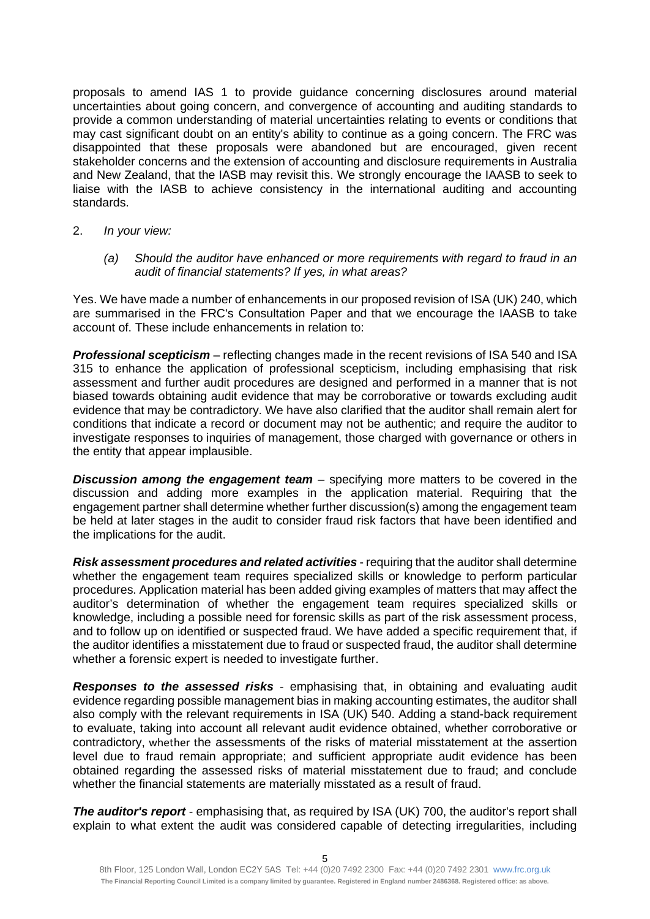proposals to amend IAS 1 to provide guidance concerning disclosures around material uncertainties about going concern, and convergence of accounting and auditing standards to provide a common understanding of material uncertainties relating to events or conditions that may cast significant doubt on an entity's ability to continue as a going concern. The FRC was disappointed that these proposals were abandoned but are encouraged, given recent stakeholder concerns and the extension of accounting and disclosure requirements in Australia and New Zealand, that the IASB may revisit this. We strongly encourage the IAASB to seek to liaise with the IASB to achieve consistency in the international auditing and accounting standards.

2. *In your view:*

   *(a) Should the auditor have enhanced or more requirements with regard to fraud in an audit of financial statements? If yes, in what areas?*

Yes. We have made a number of enhancements in our proposed revision of ISA (UK) 240, which are summarised in the FRC's Consultation Paper and that we encourage the IAASB to take account of. These include enhancements in relation to:

***Professional scepticism*** – reflecting changes made in the recent revisions of ISA 540 and ISA 315 to enhance the application of professional scepticism, including emphasising that risk assessment and further audit procedures are designed and performed in a manner that is not biased towards obtaining audit evidence that may be corroborative or towards excluding audit evidence that may be contradictory. We have also clarified that the auditor shall remain alert for conditions that indicate a record or document may not be authentic; and require the auditor to investigate responses to inquiries of management, those charged with governance or others in the entity that appear implausible.

***Discussion among the engagement team*** – specifying more matters to be covered in the discussion and adding more examples in the application material. Requiring that the engagement partner shall determine whether further discussion(s) among the engagement team be held at later stages in the audit to consider fraud risk factors that have been identified and the implications for the audit.

***Risk assessment procedures and related activities*** - requiring that the auditor shall determine whether the engagement team requires specialized skills or knowledge to perform particular procedures. Application material has been added giving examples of matters that may affect the auditor's determination of whether the engagement team requires specialized skills or knowledge, including a possible need for forensic skills as part of the risk assessment process, and to follow up on identified or suspected fraud. We have added a specific requirement that, if the auditor identifies a misstatement due to fraud or suspected fraud, the auditor shall determine whether a forensic expert is needed to investigate further.

***Responses to the assessed risks*** - emphasising that, in obtaining and evaluating audit evidence regarding possible management bias in making accounting estimates, the auditor shall also comply with the relevant requirements in ISA (UK) 540. Adding a stand-back requirement to evaluate, taking into account all relevant audit evidence obtained, whether corroborative or contradictory, whether the assessments of the risks of material misstatement at the assertion level due to fraud remain appropriate; and sufficient appropriate audit evidence has been obtained regarding the assessed risks of material misstatement due to fraud; and conclude whether the financial statements are materially misstated as a result of fraud.

***The auditor's report*** - emphasising that, as required by ISA (UK) 700, the auditor's report shall explain to what extent the audit was considered capable of detecting irregularities, including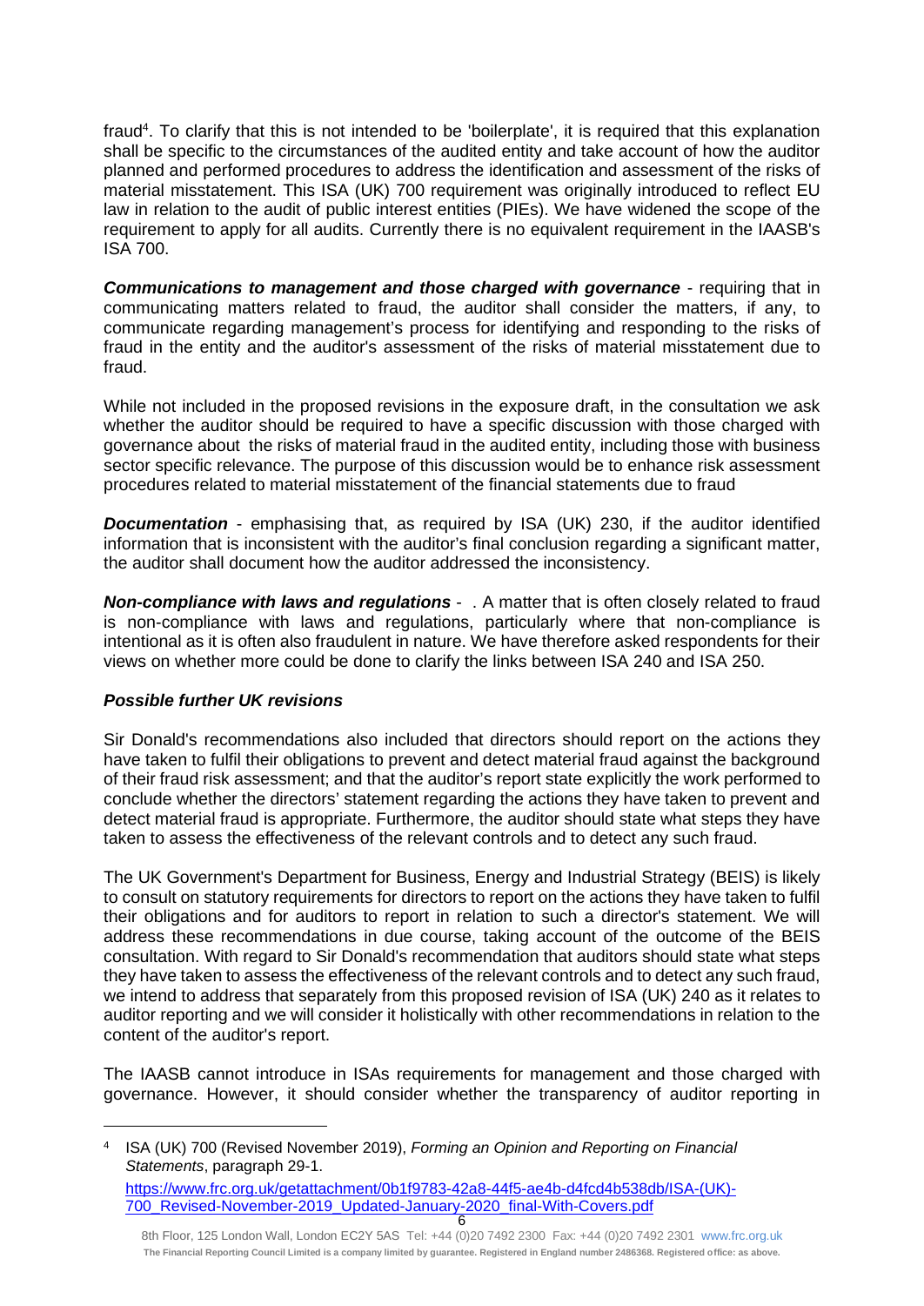fraud[4]. To clarify that this is not intended to be 'boilerplate', it is required that this explanation shall be specific to the circumstances of the audited entity and take account of how the auditor planned and performed procedures to address the identification and assessment of the risks of material misstatement. This ISA (UK) 700 requirement was originally introduced to reflect EU law in relation to the audit of public interest entities (PIEs). We have widened the scope of the requirement to apply for all audits. Currently there is no equivalent requirement in the IAASB's ISA 700.

***Communications to management and those charged with governance*** - requiring that in communicating matters related to fraud, the auditor shall consider the matters, if any, to communicate regarding management's process for identifying and responding to the risks of fraud in the entity and the auditor's assessment of the risks of material misstatement due to fraud.

While not included in the proposed revisions in the exposure draft, in the consultation we ask whether the auditor should be required to have a specific discussion with those charged with governance about the risks of material fraud in the audited entity, including those with business sector specific relevance. The purpose of this discussion would be to enhance risk assessment procedures related to material misstatement of the financial statements due to fraud

***Documentation*** - emphasising that, as required by ISA (UK) 230, if the auditor identified information that is inconsistent with the auditor's final conclusion regarding a significant matter, the auditor shall document how the auditor addressed the inconsistency.

***Non-compliance with laws and regulations*** - . A matter that is often closely related to fraud is non-compliance with laws and regulations, particularly where that non-compliance is intentional as it is often also fraudulent in nature. We have therefore asked respondents for their views on whether more could be done to clarify the links between ISA 240 and ISA 250.

***Possible further UK revisions***

Sir Donald's recommendations also included that directors should report on the actions they have taken to fulfil their obligations to prevent and detect material fraud against the background of their fraud risk assessment; and that the auditor's report state explicitly the work performed to conclude whether the directors' statement regarding the actions they have taken to prevent and detect material fraud is appropriate. Furthermore, the auditor should state what steps they have taken to assess the effectiveness of the relevant controls and to detect any such fraud.

The UK Government's Department for Business, Energy and Industrial Strategy (BEIS) is likely to consult on statutory requirements for directors to report on the actions they have taken to fulfil their obligations and for auditors to report in relation to such a director's statement. We will address these recommendations in due course, taking account of the outcome of the BEIS consultation. With regard to Sir Donald's recommendation that auditors should state what steps they have taken to assess the effectiveness of the relevant controls and to detect any such fraud, we intend to address that separately from this proposed revision of ISA (UK) 240 as it relates to auditor reporting and we will consider it holistically with other recommendations in relation to the content of the auditor's report.

The IAASB cannot introduce in ISAs requirements for management and those charged with governance. However, it should consider whether the transparency of auditor reporting in

---

[4] ISA (UK) 700 (Revised November 2019), *Forming an Opinion and Reporting on Financial Statements*, paragraph 29-1.
https://www.frc.org.uk/getattachment/0b1f9783-42a8-44f5-ae4b-d4fcd4b538db/ISA-(UK)-700_Revised-November-2019_Updated-January-2020_final-With-Covers.pdf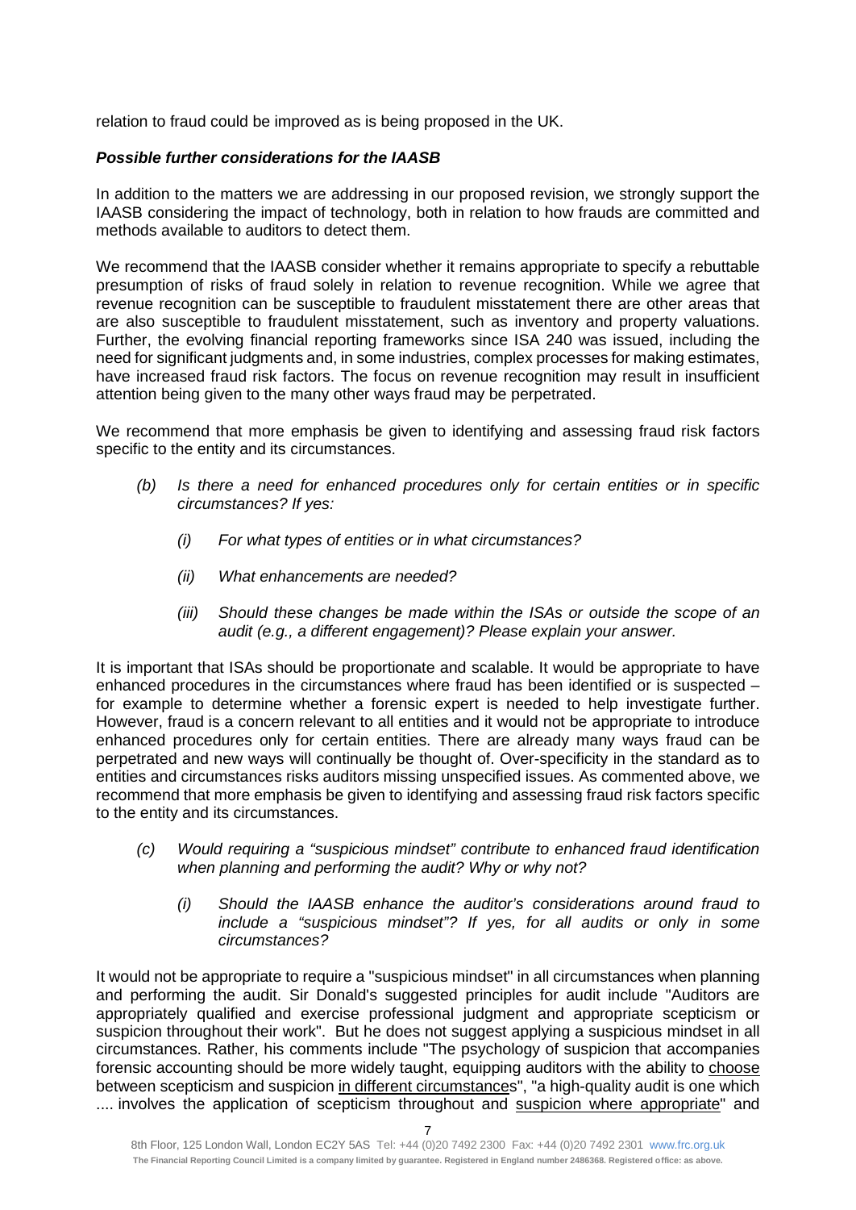relation to fraud could be improved as is being proposed in the UK.

***Possible further considerations for the IAASB***

In addition to the matters we are addressing in our proposed revision, we strongly support the IAASB considering the impact of technology, both in relation to how frauds are committed and methods available to auditors to detect them.

We recommend that the IAASB consider whether it remains appropriate to specify a rebuttable presumption of risks of fraud solely in relation to revenue recognition. While we agree that revenue recognition can be susceptible to fraudulent misstatement there are other areas that are also susceptible to fraudulent misstatement, such as inventory and property valuations. Further, the evolving financial reporting frameworks since ISA 240 was issued, including the need for significant judgments and, in some industries, complex processes for making estimates, have increased fraud risk factors. The focus on revenue recognition may result in insufficient attention being given to the many other ways fraud may be perpetrated.

We recommend that more emphasis be given to identifying and assessing fraud risk factors specific to the entity and its circumstances.

- *(b) Is there a need for enhanced procedures only for certain entities or in specific circumstances? If yes:*
  - *(i) For what types of entities or in what circumstances?*
  - *(ii) What enhancements are needed?*
  - *(iii) Should these changes be made within the ISAs or outside the scope of an audit (e.g., a different engagement)? Please explain your answer.*

It is important that ISAs should be proportionate and scalable. It would be appropriate to have enhanced procedures in the circumstances where fraud has been identified or is suspected – for example to determine whether a forensic expert is needed to help investigate further. However, fraud is a concern relevant to all entities and it would not be appropriate to introduce enhanced procedures only for certain entities. There are already many ways fraud can be perpetrated and new ways will continually be thought of. Over-specificity in the standard as to entities and circumstances risks auditors missing unspecified issues. As commented above, we recommend that more emphasis be given to identifying and assessing fraud risk factors specific to the entity and its circumstances.

- *(c) Would requiring a "suspicious mindset" contribute to enhanced fraud identification when planning and performing the audit? Why or why not?*
  - *(i) Should the IAASB enhance the auditor's considerations around fraud to include a "suspicious mindset"? If yes, for all audits or only in some circumstances?*

It would not be appropriate to require a "suspicious mindset" in all circumstances when planning and performing the audit. Sir Donald's suggested principles for audit include "Auditors are appropriately qualified and exercise professional judgment and appropriate scepticism or suspicion throughout their work". But he does not suggest applying a suspicious mindset in all circumstances. Rather, his comments include "The psychology of suspicion that accompanies forensic accounting should be more widely taught, equipping auditors with the ability to choose between scepticism and suspicion in different circumstances", "a high-quality audit is one which .... involves the application of scepticism throughout and suspicion where appropriate" and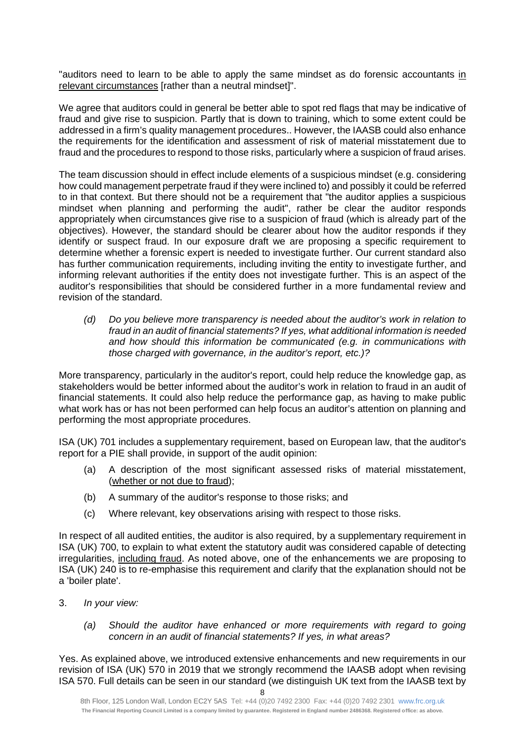"auditors need to learn to be able to apply the same mindset as do forensic accountants <u>in relevant circumstances</u> [rather than a neutral mindset]".

We agree that auditors could in general be better able to spot red flags that may be indicative of fraud and give rise to suspicion. Partly that is down to training, which to some extent could be addressed in a firm's quality management procedures.. However, the IAASB could also enhance the requirements for the identification and assessment of risk of material misstatement due to fraud and the procedures to respond to those risks, particularly where a suspicion of fraud arises.

The team discussion should in effect include elements of a suspicious mindset (e.g. considering how could management perpetrate fraud if they were inclined to) and possibly it could be referred to in that context. But there should not be a requirement that "the auditor applies a suspicious mindset when planning and performing the audit", rather be clear the auditor responds appropriately when circumstances give rise to a suspicion of fraud (which is already part of the objectives). However, the standard should be clearer about how the auditor responds if they identify or suspect fraud. In our exposure draft we are proposing a specific requirement to determine whether a forensic expert is needed to investigate further. Our current standard also has further communication requirements, including inviting the entity to investigate further, and informing relevant authorities if the entity does not investigate further. This is an aspect of the auditor's responsibilities that should be considered further in a more fundamental review and revision of the standard.

*(d) Do you believe more transparency is needed about the auditor's work in relation to fraud in an audit of financial statements? If yes, what additional information is needed and how should this information be communicated (e.g. in communications with those charged with governance, in the auditor's report, etc.)?*

More transparency, particularly in the auditor's report, could help reduce the knowledge gap, as stakeholders would be better informed about the auditor's work in relation to fraud in an audit of financial statements. It could also help reduce the performance gap, as having to make public what work has or has not been performed can help focus an auditor's attention on planning and performing the most appropriate procedures.

ISA (UK) 701 includes a supplementary requirement, based on European law, that the auditor's report for a PIE shall provide, in support of the audit opinion:

(a) A description of the most significant assessed risks of material misstatement, (<u>whether or not due to fraud</u>);

(b) A summary of the auditor's response to those risks; and

(c) Where relevant, key observations arising with respect to those risks.

In respect of all audited entities, the auditor is also required, by a supplementary requirement in ISA (UK) 700, to explain to what extent the statutory audit was considered capable of detecting irregularities, <u>including fraud</u>. As noted above, one of the enhancements we are proposing to ISA (UK) 240 is to re-emphasise this requirement and clarify that the explanation should not be a 'boiler plate'.

3. *In your view:*

*(a) Should the auditor have enhanced or more requirements with regard to going concern in an audit of financial statements? If yes, in what areas?*

Yes. As explained above, we introduced extensive enhancements and new requirements in our revision of ISA (UK) 570 in 2019 that we strongly recommend the IAASB adopt when revising ISA 570. Full details can be seen in our standard (we distinguish UK text from the IAASB text by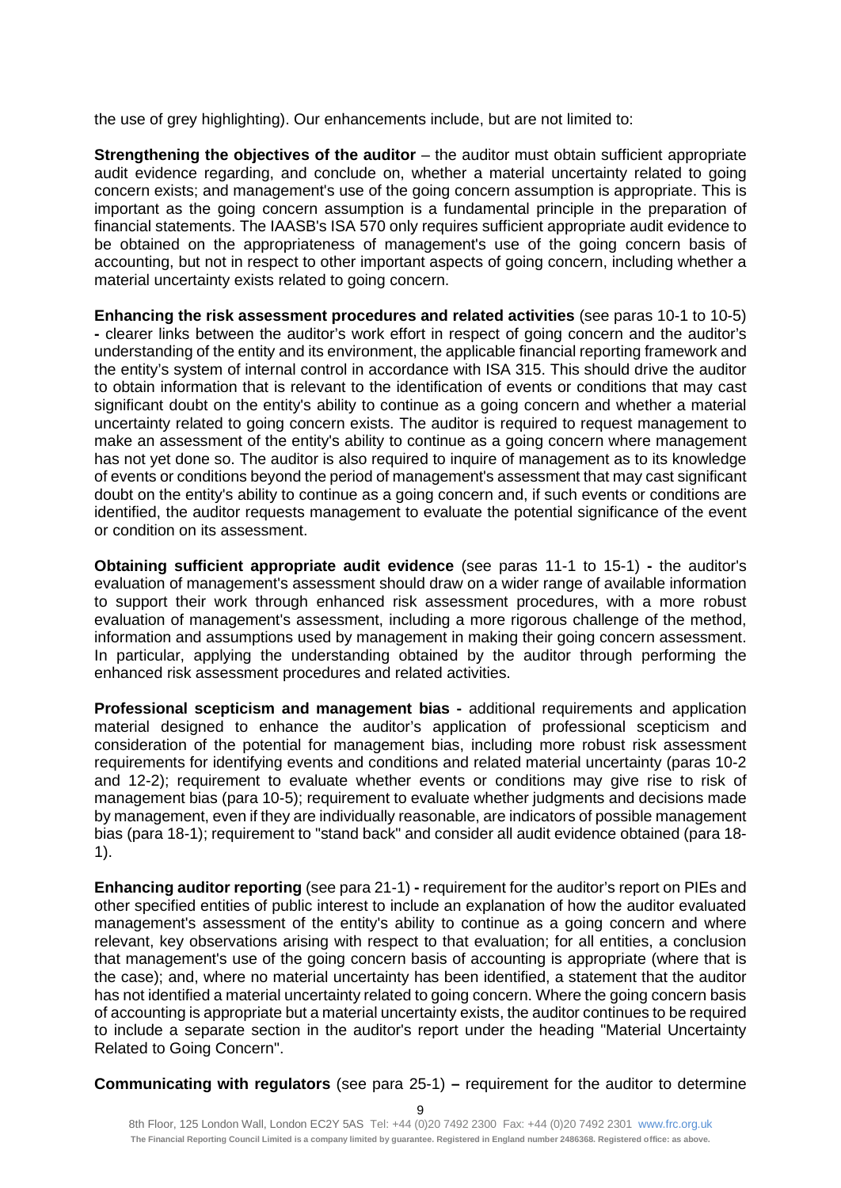the use of grey highlighting). Our enhancements include, but are not limited to:

**Strengthening the objectives of the auditor** – the auditor must obtain sufficient appropriate audit evidence regarding, and conclude on, whether a material uncertainty related to going concern exists; and management's use of the going concern assumption is appropriate. This is important as the going concern assumption is a fundamental principle in the preparation of financial statements. The IAASB's ISA 570 only requires sufficient appropriate audit evidence to be obtained on the appropriateness of management's use of the going concern basis of accounting, but not in respect to other important aspects of going concern, including whether a material uncertainty exists related to going concern.

**Enhancing the risk assessment procedures and related activities** (see paras 10-1 to 10-5) **-** clearer links between the auditor's work effort in respect of going concern and the auditor's understanding of the entity and its environment, the applicable financial reporting framework and the entity's system of internal control in accordance with ISA 315. This should drive the auditor to obtain information that is relevant to the identification of events or conditions that may cast significant doubt on the entity's ability to continue as a going concern and whether a material uncertainty related to going concern exists. The auditor is required to request management to make an assessment of the entity's ability to continue as a going concern where management has not yet done so. The auditor is also required to inquire of management as to its knowledge of events or conditions beyond the period of management's assessment that may cast significant doubt on the entity's ability to continue as a going concern and, if such events or conditions are identified, the auditor requests management to evaluate the potential significance of the event or condition on its assessment.

**Obtaining sufficient appropriate audit evidence** (see paras 11-1 to 15-1) **-** the auditor's evaluation of management's assessment should draw on a wider range of available information to support their work through enhanced risk assessment procedures, with a more robust evaluation of management's assessment, including a more rigorous challenge of the method, information and assumptions used by management in making their going concern assessment. In particular, applying the understanding obtained by the auditor through performing the enhanced risk assessment procedures and related activities.

**Professional scepticism and management bias -** additional requirements and application material designed to enhance the auditor's application of professional scepticism and consideration of the potential for management bias, including more robust risk assessment requirements for identifying events and conditions and related material uncertainty (paras 10-2 and 12-2); requirement to evaluate whether events or conditions may give rise to risk of management bias (para 10-5); requirement to evaluate whether judgments and decisions made by management, even if they are individually reasonable, are indicators of possible management bias (para 18-1); requirement to "stand back" and consider all audit evidence obtained (para 18-1).

**Enhancing auditor reporting** (see para 21-1) **-** requirement for the auditor's report on PIEs and other specified entities of public interest to include an explanation of how the auditor evaluated management's assessment of the entity's ability to continue as a going concern and where relevant, key observations arising with respect to that evaluation; for all entities, a conclusion that management's use of the going concern basis of accounting is appropriate (where that is the case); and, where no material uncertainty has been identified, a statement that the auditor has not identified a material uncertainty related to going concern. Where the going concern basis of accounting is appropriate but a material uncertainty exists, the auditor continues to be required to include a separate section in the auditor's report under the heading "Material Uncertainty Related to Going Concern".

**Communicating with regulators** (see para 25-1) **–** requirement for the auditor to determine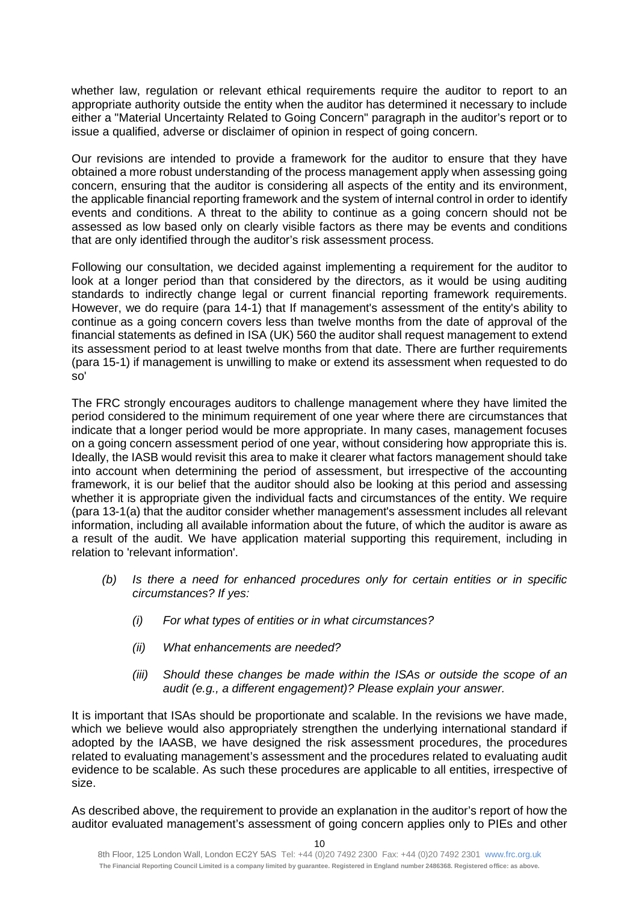whether law, regulation or relevant ethical requirements require the auditor to report to an appropriate authority outside the entity when the auditor has determined it necessary to include either a "Material Uncertainty Related to Going Concern" paragraph in the auditor's report or to issue a qualified, adverse or disclaimer of opinion in respect of going concern.

Our revisions are intended to provide a framework for the auditor to ensure that they have obtained a more robust understanding of the process management apply when assessing going concern, ensuring that the auditor is considering all aspects of the entity and its environment, the applicable financial reporting framework and the system of internal control in order to identify events and conditions. A threat to the ability to continue as a going concern should not be assessed as low based only on clearly visible factors as there may be events and conditions that are only identified through the auditor's risk assessment process.

Following our consultation, we decided against implementing a requirement for the auditor to look at a longer period than that considered by the directors, as it would be using auditing standards to indirectly change legal or current financial reporting framework requirements. However, we do require (para 14-1) that If management's assessment of the entity's ability to continue as a going concern covers less than twelve months from the date of approval of the financial statements as defined in ISA (UK) 560 the auditor shall request management to extend its assessment period to at least twelve months from that date. There are further requirements (para 15-1) if management is unwilling to make or extend its assessment when requested to do so'

The FRC strongly encourages auditors to challenge management where they have limited the period considered to the minimum requirement of one year where there are circumstances that indicate that a longer period would be more appropriate. In many cases, management focuses on a going concern assessment period of one year, without considering how appropriate this is. Ideally, the IASB would revisit this area to make it clearer what factors management should take into account when determining the period of assessment, but irrespective of the accounting framework, it is our belief that the auditor should also be looking at this period and assessing whether it is appropriate given the individual facts and circumstances of the entity. We require (para 13-1(a) that the auditor consider whether management's assessment includes all relevant information, including all available information about the future, of which the auditor is aware as a result of the audit. We have application material supporting this requirement, including in relation to 'relevant information'.

- *(b) Is there a need for enhanced procedures only for certain entities or in specific circumstances? If yes:*
  - *(i) For what types of entities or in what circumstances?*
  - *(ii) What enhancements are needed?*
  - *(iii) Should these changes be made within the ISAs or outside the scope of an audit (e.g., a different engagement)? Please explain your answer.*

It is important that ISAs should be proportionate and scalable. In the revisions we have made, which we believe would also appropriately strengthen the underlying international standard if adopted by the IAASB, we have designed the risk assessment procedures, the procedures related to evaluating management's assessment and the procedures related to evaluating audit evidence to be scalable. As such these procedures are applicable to all entities, irrespective of size.

As described above, the requirement to provide an explanation in the auditor's report of how the auditor evaluated management's assessment of going concern applies only to PIEs and other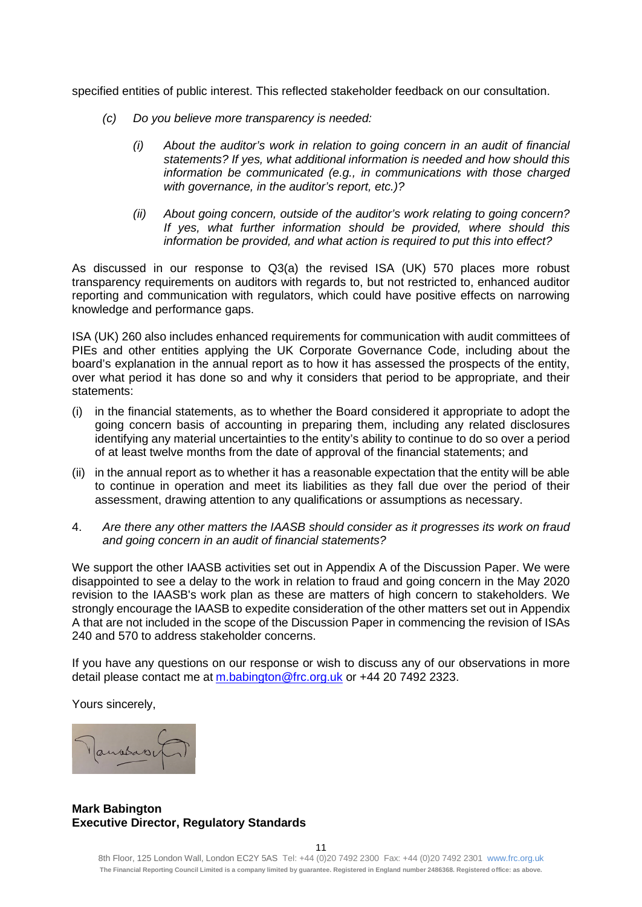specified entities of public interest. This reflected stakeholder feedback on our consultation.

*(c) Do you believe more transparency is needed:*

*(i) About the auditor's work in relation to going concern in an audit of financial statements? If yes, what additional information is needed and how should this information be communicated (e.g., in communications with those charged with governance, in the auditor's report, etc.)?*

*(ii) About going concern, outside of the auditor's work relating to going concern? If yes, what further information should be provided, where should this information be provided, and what action is required to put this into effect?*

As discussed in our response to Q3(a) the revised ISA (UK) 570 places more robust transparency requirements on auditors with regards to, but not restricted to, enhanced auditor reporting and communication with regulators, which could have positive effects on narrowing knowledge and performance gaps.

ISA (UK) 260 also includes enhanced requirements for communication with audit committees of PIEs and other entities applying the UK Corporate Governance Code, including about the board's explanation in the annual report as to how it has assessed the prospects of the entity, over what period it has done so and why it considers that period to be appropriate, and their statements:

(i) in the financial statements, as to whether the Board considered it appropriate to adopt the going concern basis of accounting in preparing them, including any related disclosures identifying any material uncertainties to the entity's ability to continue to do so over a period of at least twelve months from the date of approval of the financial statements; and

(ii) in the annual report as to whether it has a reasonable expectation that the entity will be able to continue in operation and meet its liabilities as they fall due over the period of their assessment, drawing attention to any qualifications or assumptions as necessary.

4. *Are there any other matters the IAASB should consider as it progresses its work on fraud and going concern in an audit of financial statements?*

We support the other IAASB activities set out in Appendix A of the Discussion Paper. We were disappointed to see a delay to the work in relation to fraud and going concern in the May 2020 revision to the IAASB's work plan as these are matters of high concern to stakeholders. We strongly encourage the IAASB to expedite consideration of the other matters set out in Appendix A that are not included in the scope of the Discussion Paper in commencing the revision of ISAs 240 and 570 to address stakeholder concerns.

If you have any questions on our response or wish to discuss any of our observations in more detail please contact me at m.babington@frc.org.uk or +44 20 7492 2323.

Yours sincerely,

**Mark Babington**
**Executive Director, Regulatory Standards**

8th Floor, 125 London Wall, London EC2Y 5AS Tel: +44 (0)20 7492 2300 Fax: +44 (0)20 7492 2301 www.frc.org.uk
**The Financial Reporting Council Limited is a company limited by guarantee. Registered in England number 2486368. Registered office: as above.**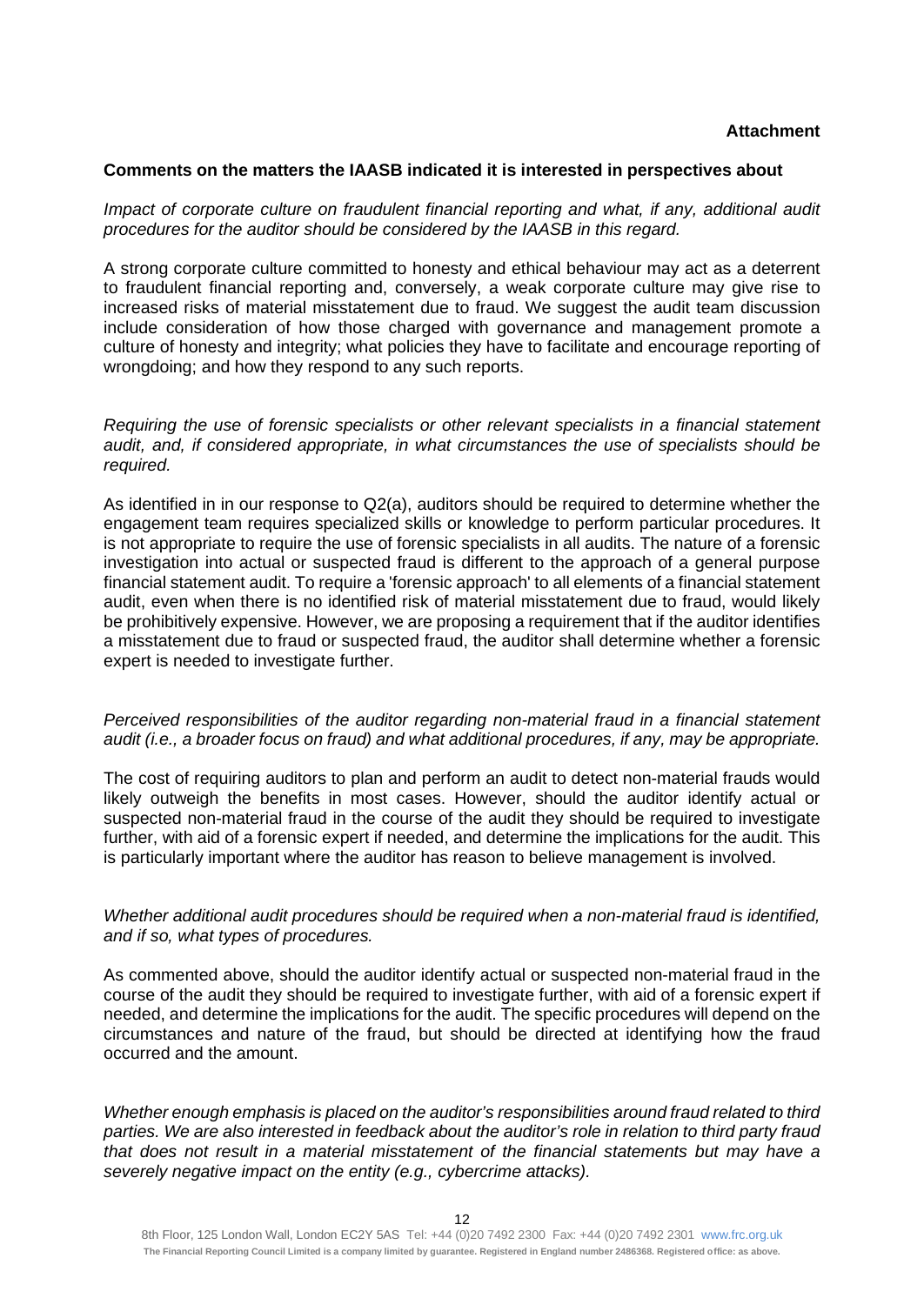**Attachment**

**Comments on the matters the IAASB indicated it is interested in perspectives about**

*Impact of corporate culture on fraudulent financial reporting and what, if any, additional audit procedures for the auditor should be considered by the IAASB in this regard.*

A strong corporate culture committed to honesty and ethical behaviour may act as a deterrent to fraudulent financial reporting and, conversely, a weak corporate culture may give rise to increased risks of material misstatement due to fraud. We suggest the audit team discussion include consideration of how those charged with governance and management promote a culture of honesty and integrity; what policies they have to facilitate and encourage reporting of wrongdoing; and how they respond to any such reports.

*Requiring the use of forensic specialists or other relevant specialists in a financial statement audit, and, if considered appropriate, in what circumstances the use of specialists should be required.*

As identified in in our response to Q2(a), auditors should be required to determine whether the engagement team requires specialized skills or knowledge to perform particular procedures. It is not appropriate to require the use of forensic specialists in all audits. The nature of a forensic investigation into actual or suspected fraud is different to the approach of a general purpose financial statement audit. To require a 'forensic approach' to all elements of a financial statement audit, even when there is no identified risk of material misstatement due to fraud, would likely be prohibitively expensive. However, we are proposing a requirement that if the auditor identifies a misstatement due to fraud or suspected fraud, the auditor shall determine whether a forensic expert is needed to investigate further.

*Perceived responsibilities of the auditor regarding non-material fraud in a financial statement audit (i.e., a broader focus on fraud) and what additional procedures, if any, may be appropriate.*

The cost of requiring auditors to plan and perform an audit to detect non-material frauds would likely outweigh the benefits in most cases. However, should the auditor identify actual or suspected non-material fraud in the course of the audit they should be required to investigate further, with aid of a forensic expert if needed, and determine the implications for the audit. This is particularly important where the auditor has reason to believe management is involved.

*Whether additional audit procedures should be required when a non-material fraud is identified, and if so, what types of procedures.*

As commented above, should the auditor identify actual or suspected non-material fraud in the course of the audit they should be required to investigate further, with aid of a forensic expert if needed, and determine the implications for the audit. The specific procedures will depend on the circumstances and nature of the fraud, but should be directed at identifying how the fraud occurred and the amount.

*Whether enough emphasis is placed on the auditor's responsibilities around fraud related to third parties. We are also interested in feedback about the auditor's role in relation to third party fraud that does not result in a material misstatement of the financial statements but may have a severely negative impact on the entity (e.g., cybercrime attacks).*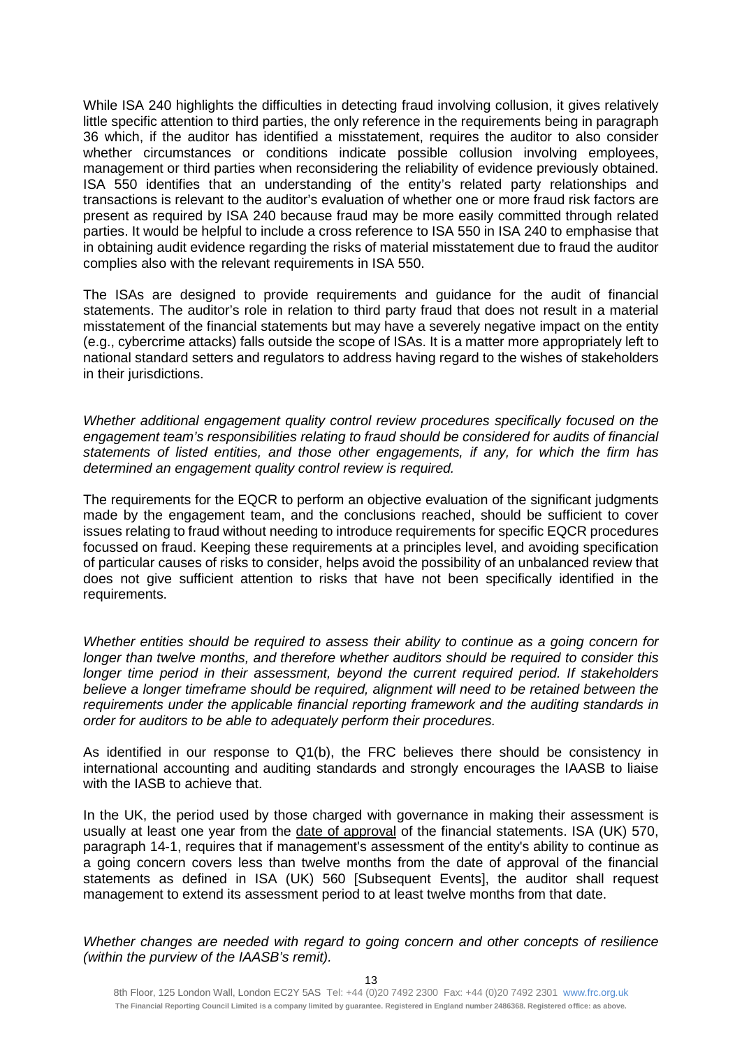While ISA 240 highlights the difficulties in detecting fraud involving collusion, it gives relatively little specific attention to third parties, the only reference in the requirements being in paragraph 36 which, if the auditor has identified a misstatement, requires the auditor to also consider whether circumstances or conditions indicate possible collusion involving employees, management or third parties when reconsidering the reliability of evidence previously obtained. ISA 550 identifies that an understanding of the entity's related party relationships and transactions is relevant to the auditor's evaluation of whether one or more fraud risk factors are present as required by ISA 240 because fraud may be more easily committed through related parties. It would be helpful to include a cross reference to ISA 550 in ISA 240 to emphasise that in obtaining audit evidence regarding the risks of material misstatement due to fraud the auditor complies also with the relevant requirements in ISA 550.

The ISAs are designed to provide requirements and guidance for the audit of financial statements. The auditor's role in relation to third party fraud that does not result in a material misstatement of the financial statements but may have a severely negative impact on the entity (e.g., cybercrime attacks) falls outside the scope of ISAs. It is a matter more appropriately left to national standard setters and regulators to address having regard to the wishes of stakeholders in their jurisdictions.

*Whether additional engagement quality control review procedures specifically focused on the engagement team's responsibilities relating to fraud should be considered for audits of financial statements of listed entities, and those other engagements, if any, for which the firm has determined an engagement quality control review is required.*

The requirements for the EQCR to perform an objective evaluation of the significant judgments made by the engagement team, and the conclusions reached, should be sufficient to cover issues relating to fraud without needing to introduce requirements for specific EQCR procedures focussed on fraud. Keeping these requirements at a principles level, and avoiding specification of particular causes of risks to consider, helps avoid the possibility of an unbalanced review that does not give sufficient attention to risks that have not been specifically identified in the requirements.

*Whether entities should be required to assess their ability to continue as a going concern for longer than twelve months, and therefore whether auditors should be required to consider this longer time period in their assessment, beyond the current required period. If stakeholders believe a longer timeframe should be required, alignment will need to be retained between the requirements under the applicable financial reporting framework and the auditing standards in order for auditors to be able to adequately perform their procedures.*

As identified in our response to Q1(b), the FRC believes there should be consistency in international accounting and auditing standards and strongly encourages the IAASB to liaise with the IASB to achieve that.

In the UK, the period used by those charged with governance in making their assessment is usually at least one year from the <u>date of approval</u> of the financial statements. ISA (UK) 570, paragraph 14-1, requires that if management's assessment of the entity's ability to continue as a going concern covers less than twelve months from the date of approval of the financial statements as defined in ISA (UK) 560 [Subsequent Events], the auditor shall request management to extend its assessment period to at least twelve months from that date.

*Whether changes are needed with regard to going concern and other concepts of resilience (within the purview of the IAASB's remit).*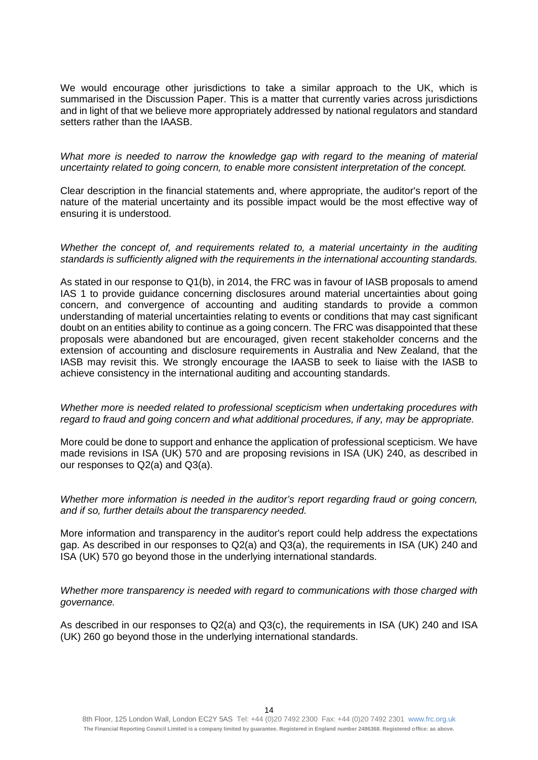We would encourage other jurisdictions to take a similar approach to the UK, which is summarised in the Discussion Paper. This is a matter that currently varies across jurisdictions and in light of that we believe more appropriately addressed by national regulators and standard setters rather than the IAASB.

*What more is needed to narrow the knowledge gap with regard to the meaning of material uncertainty related to going concern, to enable more consistent interpretation of the concept.*

Clear description in the financial statements and, where appropriate, the auditor's report of the nature of the material uncertainty and its possible impact would be the most effective way of ensuring it is understood.

*Whether the concept of, and requirements related to, a material uncertainty in the auditing standards is sufficiently aligned with the requirements in the international accounting standards.*

As stated in our response to Q1(b), in 2014, the FRC was in favour of IASB proposals to amend IAS 1 to provide guidance concerning disclosures around material uncertainties about going concern, and convergence of accounting and auditing standards to provide a common understanding of material uncertainties relating to events or conditions that may cast significant doubt on an entities ability to continue as a going concern. The FRC was disappointed that these proposals were abandoned but are encouraged, given recent stakeholder concerns and the extension of accounting and disclosure requirements in Australia and New Zealand, that the IASB may revisit this. We strongly encourage the IAASB to seek to liaise with the IASB to achieve consistency in the international auditing and accounting standards.

*Whether more is needed related to professional scepticism when undertaking procedures with regard to fraud and going concern and what additional procedures, if any, may be appropriate.*

More could be done to support and enhance the application of professional scepticism. We have made revisions in ISA (UK) 570 and are proposing revisions in ISA (UK) 240, as described in our responses to Q2(a) and Q3(a).

*Whether more information is needed in the auditor's report regarding fraud or going concern, and if so, further details about the transparency needed.*

More information and transparency in the auditor's report could help address the expectations gap. As described in our responses to Q2(a) and Q3(a), the requirements in ISA (UK) 240 and ISA (UK) 570 go beyond those in the underlying international standards.

*Whether more transparency is needed with regard to communications with those charged with governance.*

As described in our responses to Q2(a) and Q3(c), the requirements in ISA (UK) 240 and ISA (UK) 260 go beyond those in the underlying international standards.